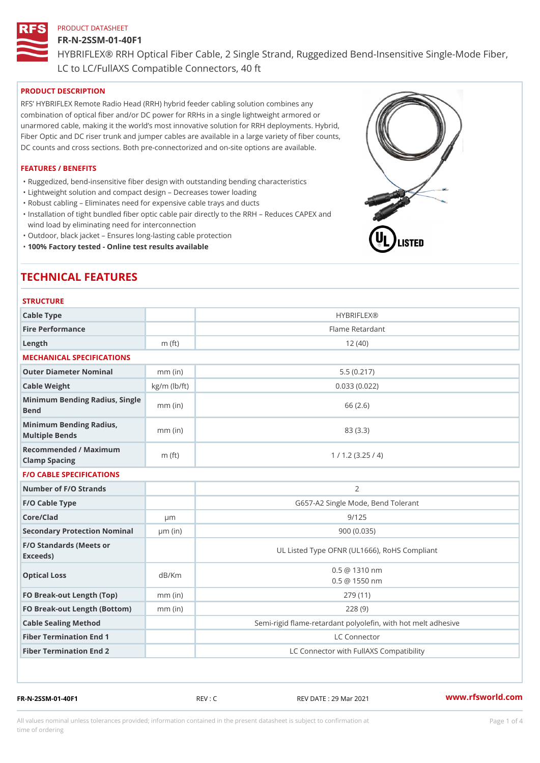PRODUCT DATASHEET

# FR-N-2SSM-01-40F1

HYBRIFLEX® RRH Optical Fiber Cable, 2 Single Strand, Ruggedized Bend-Insensitive Single-Mode Fiber, LC to LC/FullAXS Compatible Connectors, 40 ft

## PRODUCT DESCRIPTION

RFS' HYBRIFLEX Remote Radio Head (RRH) hybrid feeder cabling solution combines any combination of optical fiber and/or DC power for RRHs in a single lightweight armored or unarmored cable, making it the world's most innovative solution for RRH deployments. Hybrid, Fiber Optic and DC riser trunk and jumper cables are available in a large variety of fiber counts, DC counts and cross sections. Both pre-connectorized and on-site options are available.

## FEATURES / BENEFITS

- Ruggedized, bend-insensitive fiber design with outstanding bending characteristics
- Lightweight solution and compact design – Decreases tower loading
- Robust cabling – Eliminates need for expensive cable trays and ducts
- Installation of tight bundled fiber optic cable pair directly to the RRH – Reduces CAPEX and wind load by eliminating need for interconnection
- Outdoor, black jacket – Ensures long-lasting cable protection
- **100% Factory tested - Online test results available**

# TECHNICAL FEATURES

## STRUCTURE

| | | |
|---|---|---|
| Cable Type | | HYBRIFLEX® |
| Fire Performance | | Flame Retardant |
| Length | m (ft) | 12 (40) |

## MECHANICAL SPECIFICATIONS

| | | |
|---|---|---|
| Outer Diameter Nominal | mm (in) | 5.5 (0.217) |
| Cable Weight | kg/m (lb/ft) | 0.033 (0.022) |
| Minimum Bending Radius, Single Bend | mm (in) | 66 (2.6) |
| Minimum Bending Radius, Multiple Bends | mm (in) | 83 (3.3) |
| Recommended / Maximum Clamp Spacing | m (ft) | 1 / 1.2 (3.25 / 4) |

## F/O CABLE SPECIFICATIONS

| | | |
|---|---|---|
| Number of F/O Strands | | 2 |
| F/O Cable Type | | G657-A2 Single Mode, Bend Tolerant |
| Core/Clad | μm | 9/125 |
| Secondary Protection Nominal | μm (in) | 900 (0.035) |
| F/O Standards (Meets or Exceeds) | | UL Listed Type OFNR (UL1666), RoHS Compliant |
| Optical Loss | dB/Km | 0.5 @ 1310 nm<br>0.5 @ 1550 nm |
| FO Break-out Length (Top) | mm (in) | 279 (11) |
| FO Break-out Length (Bottom) | mm (in) | 228 (9) |
| Cable Sealing Method | | Semi-rigid flame-retardant polyolefin, with hot melt adhesive |
| Fiber Termination End 1 | | LC Connector |
| Fiber Termination End 2 | | LC Connector with FullAXS Compatibility |

FR-N-2SSM-01-40F1 REV : C REV DATE : 29 Mar 2021 www.rfsworld.com

All values nominal unless tolerances provided; information contained in the present datasheet is subject to confirmation at time of ordering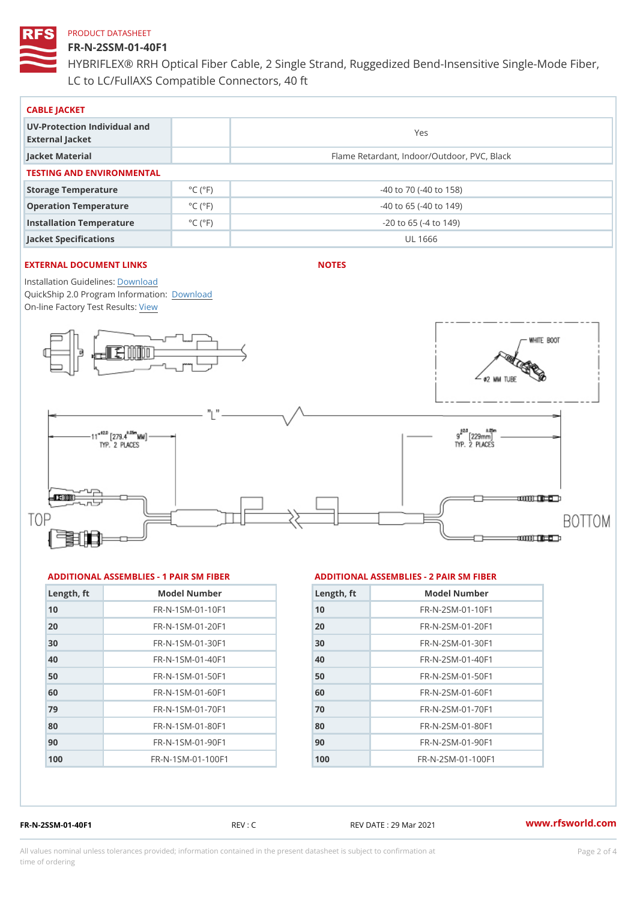PRODUCT DATASHEET

# FR-N-2SSM-01-40F1

HYBRIFLEX® RRH Optical Fiber Cable, 2 Single Strand, Ruggedized Bend-Insensitive Single-Mode Fiber, LC to LC/FullAXS Compatible Connectors, 40 ft

## CABLE JACKET

| | | |
|---|---|---|
| UV-Protection Individual and External Jacket | | Yes |
| Jacket Material | | Flame Retardant, Indoor/Outdoor, PVC, Black |

## TESTING AND ENVIRONMENTAL

| | | |
|---|---|---|
| Storage Temperature | °C (°F) | -40 to 70 (-40 to 158) |
| Operation Temperature | °C (°F) | -40 to 65 (-40 to 149) |
| Installation Temperature | °C (°F) | -20 to 65 (-4 to 149) |
| Jacket Specifications | | UL 1666 |

## EXTERNAL DOCUMENT LINKS

Installation Guidelines: Download
QuickShip 2.0 Program Information: Download
On-line Factory Test Results: View

## NOTES

## ADDITIONAL ASSEMBLIES - 1 PAIR SM FIBER

| Length, ft | Model Number |
|---|---|
| 10 | FR-N-1SM-01-10F1 |
| 20 | FR-N-1SM-01-20F1 |
| 30 | FR-N-1SM-01-30F1 |
| 40 | FR-N-1SM-01-40F1 |
| 50 | FR-N-1SM-01-50F1 |
| 60 | FR-N-1SM-01-60F1 |
| 79 | FR-N-1SM-01-70F1 |
| 80 | FR-N-1SM-01-80F1 |
| 90 | FR-N-1SM-01-90F1 |
| 100 | FR-N-1SM-01-100F1 |

## ADDITIONAL ASSEMBLIES - 2 PAIR SM FIBER

| Length, ft | Model Number |
|---|---|
| 10 | FR-N-2SM-01-10F1 |
| 20 | FR-N-2SM-01-20F1 |
| 30 | FR-N-2SM-01-30F1 |
| 40 | FR-N-2SM-01-40F1 |
| 50 | FR-N-2SM-01-50F1 |
| 60 | FR-N-2SM-01-60F1 |
| 70 | FR-N-2SM-01-70F1 |
| 80 | FR-N-2SM-01-80F1 |
| 90 | FR-N-2SM-01-90F1 |
| 100 | FR-N-2SM-01-100F1 |

FR-N-2SSM-01-40F1 REV : C REV DATE : 29 Mar 2021 www.rfsworld.com

All values nominal unless tolerances provided; information contained in the present datasheet is subject to confirmation at time of ordering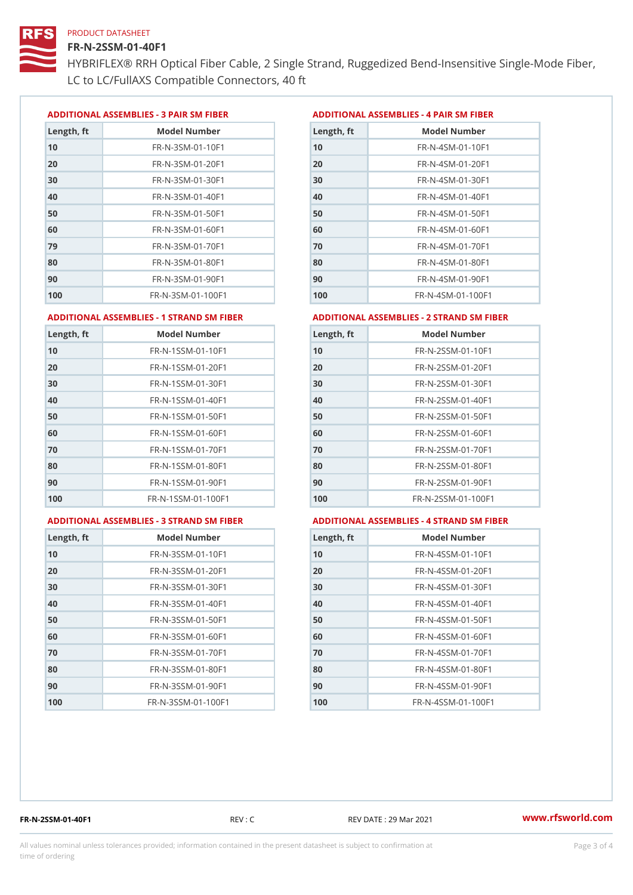PRODUCT DATASHEET

# FR-N-2SSM-01-40F1

HYBRIFLEX® RRH Optical Fiber Cable, 2 Single Strand, Ruggedized Bend-Insensitive Single-Mode Fiber, LC to LC/FullAXS Compatible Connectors, 40 ft

### ADDITIONAL ASSEMBLIES - 3 PAIR SM FIBER

| Length, ft | Model Number |
|---|---|
| 10 | FR-N-3SM-01-10F1 |
| 20 | FR-N-3SM-01-20F1 |
| 30 | FR-N-3SM-01-30F1 |
| 40 | FR-N-3SM-01-40F1 |
| 50 | FR-N-3SM-01-50F1 |
| 60 | FR-N-3SM-01-60F1 |
| 79 | FR-N-3SM-01-70F1 |
| 80 | FR-N-3SM-01-80F1 |
| 90 | FR-N-3SM-01-90F1 |
| 100 | FR-N-3SM-01-100F1 |

### ADDITIONAL ASSEMBLIES - 4 PAIR SM FIBER

| Length, ft | Model Number |
|---|---|
| 10 | FR-N-4SM-01-10F1 |
| 20 | FR-N-4SM-01-20F1 |
| 30 | FR-N-4SM-01-30F1 |
| 40 | FR-N-4SM-01-40F1 |
| 50 | FR-N-4SM-01-50F1 |
| 60 | FR-N-4SM-01-60F1 |
| 70 | FR-N-4SM-01-70F1 |
| 80 | FR-N-4SM-01-80F1 |
| 90 | FR-N-4SM-01-90F1 |
| 100 | FR-N-4SM-01-100F1 |

### ADDITIONAL ASSEMBLIES - 1 STRAND SM FIBER

| Length, ft | Model Number |
|---|---|
| 10 | FR-N-1SSM-01-10F1 |
| 20 | FR-N-1SSM-01-20F1 |
| 30 | FR-N-1SSM-01-30F1 |
| 40 | FR-N-1SSM-01-40F1 |
| 50 | FR-N-1SSM-01-50F1 |
| 60 | FR-N-1SSM-01-60F1 |
| 70 | FR-N-1SSM-01-70F1 |
| 80 | FR-N-1SSM-01-80F1 |
| 90 | FR-N-1SSM-01-90F1 |
| 100 | FR-N-1SSM-01-100F1 |

### ADDITIONAL ASSEMBLIES - 2 STRAND SM FIBER

| Length, ft | Model Number |
|---|---|
| 10 | FR-N-2SSM-01-10F1 |
| 20 | FR-N-2SSM-01-20F1 |
| 30 | FR-N-2SSM-01-30F1 |
| 40 | FR-N-2SSM-01-40F1 |
| 50 | FR-N-2SSM-01-50F1 |
| 60 | FR-N-2SSM-01-60F1 |
| 70 | FR-N-2SSM-01-70F1 |
| 80 | FR-N-2SSM-01-80F1 |
| 90 | FR-N-2SSM-01-90F1 |
| 100 | FR-N-2SSM-01-100F1 |

### ADDITIONAL ASSEMBLIES - 3 STRAND SM FIBER

| Length, ft | Model Number |
|---|---|
| 10 | FR-N-3SSM-01-10F1 |
| 20 | FR-N-3SSM-01-20F1 |
| 30 | FR-N-3SSM-01-30F1 |
| 40 | FR-N-3SSM-01-40F1 |
| 50 | FR-N-3SSM-01-50F1 |
| 60 | FR-N-3SSM-01-60F1 |
| 70 | FR-N-3SSM-01-70F1 |
| 80 | FR-N-3SSM-01-80F1 |
| 90 | FR-N-3SSM-01-90F1 |
| 100 | FR-N-3SSM-01-100F1 |

### ADDITIONAL ASSEMBLIES - 4 STRAND SM FIBER

| Length, ft | Model Number |
|---|---|
| 10 | FR-N-4SSM-01-10F1 |
| 20 | FR-N-4SSM-01-20F1 |
| 30 | FR-N-4SSM-01-30F1 |
| 40 | FR-N-4SSM-01-40F1 |
| 50 | FR-N-4SSM-01-50F1 |
| 60 | FR-N-4SSM-01-60F1 |
| 70 | FR-N-4SSM-01-70F1 |
| 80 | FR-N-4SSM-01-80F1 |
| 90 | FR-N-4SSM-01-90F1 |
| 100 | FR-N-4SSM-01-100F1 |

FR-N-2SSM-01-40F1 REV : C REV DATE : 29 Mar 2021 www.rfsworld.com

All values nominal unless tolerances provided; information contained in the present datasheet is subject to confirmation at time of ordering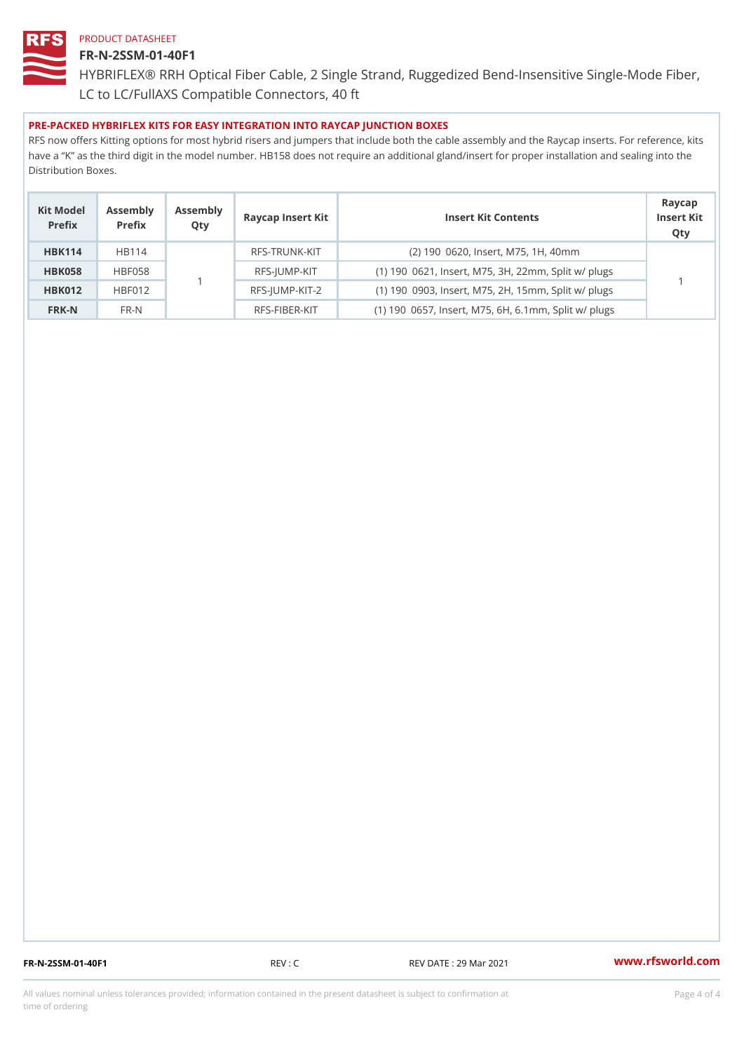PRODUCT DATASHEET

# FR-N-2SSM-01-40F1

HYBRIFLEX® RRH Optical Fiber Cable, 2 Single Strand, Ruggedized Bend-Insensitive Single-Mode Fiber, LC to LC/FullAXS Compatible Connectors, 40 ft

## PRE-PACKED HYBRIFLEX KITS FOR EASY INTEGRATION INTO RAYCAP JUNCTION BOXES

RFS now offers Kitting options for most hybrid risers and jumpers that include both the cable assembly and the Raycap inserts. For reference, kits have a "K" as the third digit in the model number. HB158 does not require an additional gland/insert for proper installation and sealing into the Distribution Boxes.

| Kit Model Prefix | Assembly Prefix | Assembly Qty | Raycap Insert Kit | Insert Kit Contents | Raycap Insert Kit Qty |
|---|---|---|---|---|---|
| **HBK114** | HB114 | 1 | RFS-TRUNK-KIT | (2) 190 0620, Insert, M75, 1H, 40mm | 1 |
| **HBK058** | HBF058 | | RFS-JUMP-KIT | (1) 190 0621, Insert, M75, 3H, 22mm, Split w/ plugs | |
| **HBK012** | HBF012 | | RFS-JUMP-KIT-2 | (1) 190 0903, Insert, M75, 2H, 15mm, Split w/ plugs | |
| **FRK-N** | FR-N | | RFS-FIBER-KIT | (1) 190 0657, Insert, M75, 6H, 6.1mm, Split w/ plugs | |

FR-N-2SSM-01-40F1 REV : C REV DATE : 29 Mar 2021 www.rfsworld.com

All values nominal unless tolerances provided; information contained in the present datasheet is subject to confirmation at time of ordering